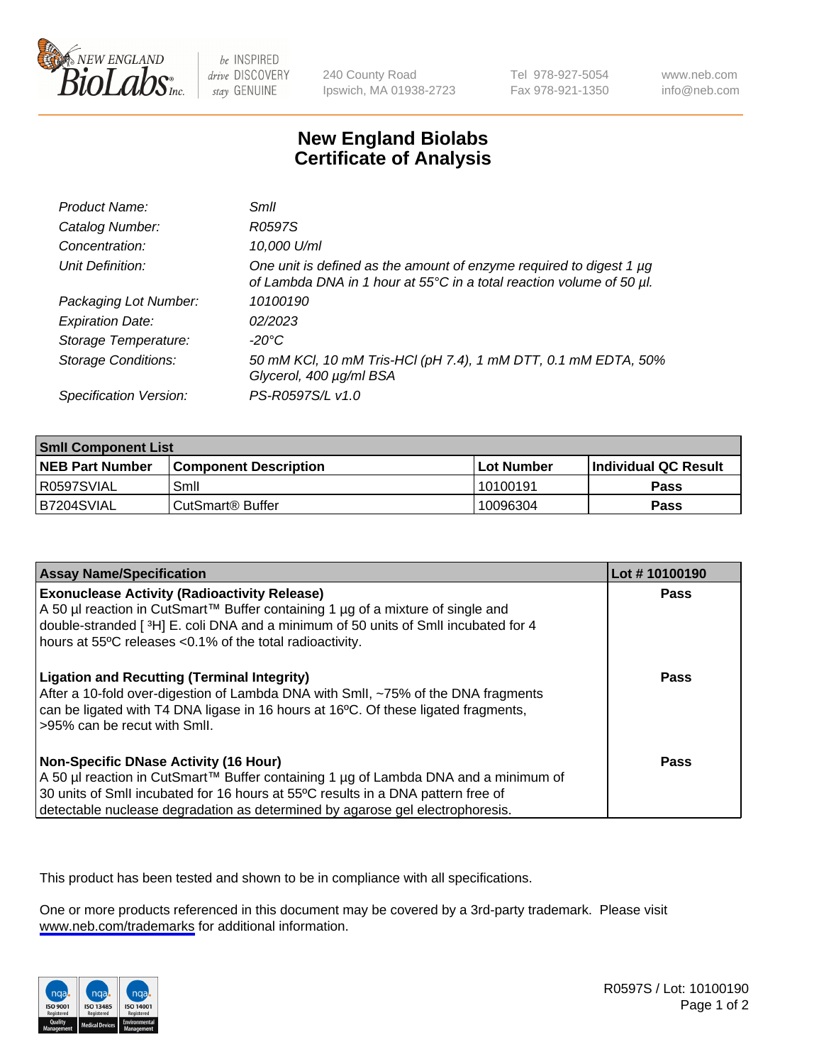# New England Biolabs Certificate of Analysis

| | |
|---|---|
| *Product Name:* | *SmlI* |
| *Catalog Number:* | *R0597S* |
| *Concentration:* | *10,000 U/ml* |
| *Unit Definition:* | *One unit is defined as the amount of enzyme required to digest 1 µg of Lambda DNA in 1 hour at 55°C in a total reaction volume of 50 µl.* |
| *Packaging Lot Number:* | *10100190* |
| *Expiration Date:* | *02/2023* |
| *Storage Temperature:* | *-20°C* |
| *Storage Conditions:* | *50 mM KCl, 10 mM Tris-HCl (pH 7.4), 1 mM DTT, 0.1 mM EDTA, 50% Glycerol, 400 µg/ml BSA* |
| *Specification Version:* | *PS-R0597S/L v1.0* |

| SmlI Component List | | | |
|---|---|---|---|
| **NEB Part Number** | **Component Description** | **Lot Number** | **Individual QC Result** |
| R0597SVIAL | SmlI | 10100191 | **Pass** |
| B7204SVIAL | CutSmart® Buffer | 10096304 | **Pass** |

| Assay Name/Specification | Lot # 10100190 |
|---|---|
| **Exonuclease Activity (Radioactivity Release)**<br>A 50 µl reaction in CutSmart™ Buffer containing 1 µg of a mixture of single and double-stranded [ $^3$H] E. coli DNA and a minimum of 50 units of SmlI incubated for 4 hours at 55ºC releases <0.1% of the total radioactivity. | **Pass** |
| **Ligation and Recutting (Terminal Integrity)**<br>After a 10-fold over-digestion of Lambda DNA with SmlI, ~75% of the DNA fragments can be ligated with T4 DNA ligase in 16 hours at 16ºC. Of these ligated fragments, >95% can be recut with SmlI. | **Pass** |
| **Non-Specific DNase Activity (16 Hour)**<br>A 50 µl reaction in CutSmart™ Buffer containing 1 µg of Lambda DNA and a minimum of 30 units of SmlI incubated for 16 hours at 55ºC results in a DNA pattern free of detectable nuclease degradation as determined by agarose gel electrophoresis. | **Pass** |

This product has been tested and shown to be in compliance with all specifications.

One or more products referenced in this document may be covered by a 3rd-party trademark. Please visit www.neb.com/trademarks for additional information.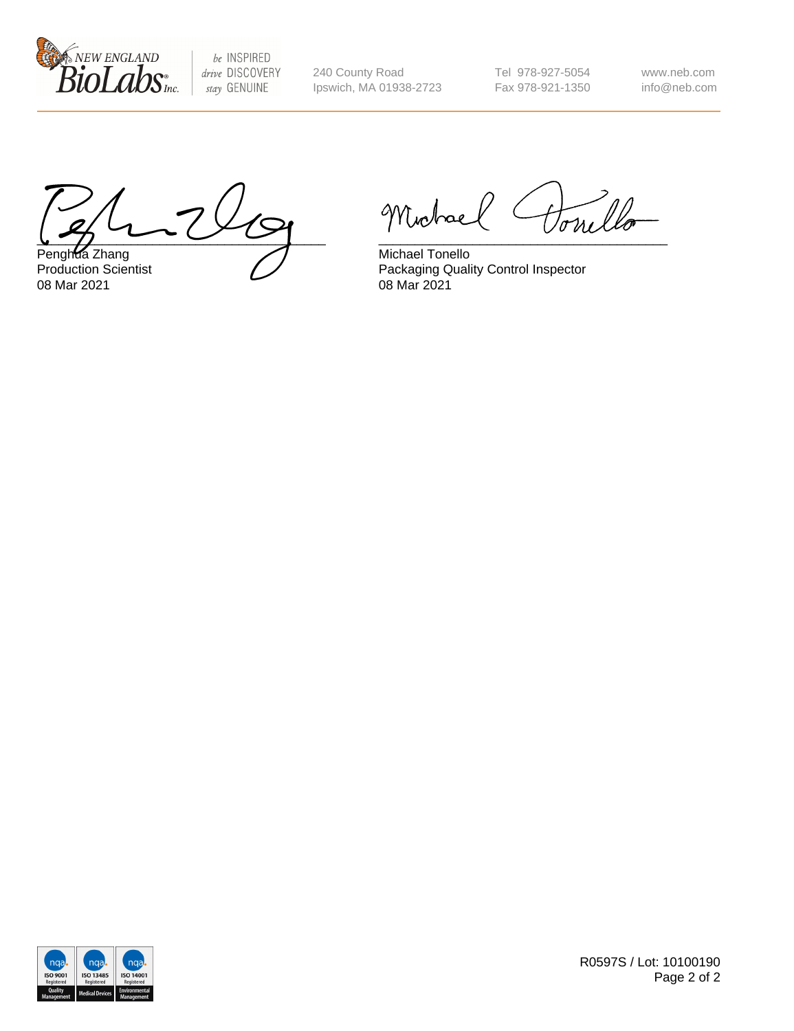NEW ENGLAND BioLabs® Inc.

be INSPIRED
drive DISCOVERY
stay GENUINE

240 County Road
Ipswich, MA 01938-2723

Tel 978-927-5054
Fax 978-921-1350

www.neb.com
info@neb.com

Penghua Zhang
Production Scientist
08 Mar 2021

Michael Tonello
Packaging Quality Control Inspector
08 Mar 2021

R0597S / Lot: 10100190